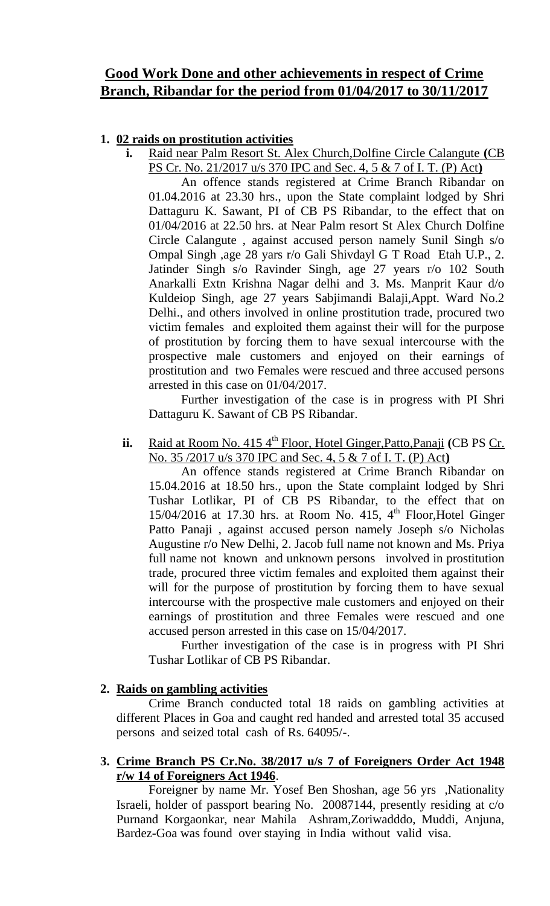# Good Work Done and other achievements in respect of Crime Branch, Ribandar for the period from 01/04/2017 to 30/11/2017

1. **02 raids on prostitution activities**

   i. Raid near Palm Resort St. Alex Church,Dolfine Circle Calangute **(**CB PS Cr. No. 21/2017 u/s 370 IPC and Sec. 4, 5 & 7 of I. T. (P) Act**)**

   An offence stands registered at Crime Branch Ribandar on 01.04.2016 at 23.30 hrs., upon the State complaint lodged by Shri Dattaguru K. Sawant, PI of CB PS Ribandar, to the effect that on 01/04/2016 at 22.50 hrs. at Near Palm resort St Alex Church Dolfine Circle Calangute , against accused person namely Sunil Singh s/o Ompal Singh ,age 28 yars r/o Gali Shivdayl G T Road Etah U.P., 2. Jatinder Singh s/o Ravinder Singh, age 27 years r/o 102 South Anarkalli Extn Krishna Nagar delhi and 3. Ms. Manprit Kaur d/o Kuldeiop Singh, age 27 years Sabjimandi Balaji,Appt. Ward No.2 Delhi., and others involved in online prostitution trade, procured two victim females and exploited them against their will for the purpose of prostitution by forcing them to have sexual intercourse with the prospective male customers and enjoyed on their earnings of prostitution and two Females were rescued and three accused persons arrested in this case on 01/04/2017.

   Further investigation of the case is in progress with PI Shri Dattaguru K. Sawant of CB PS Ribandar.

   ii. Raid at Room No. 415 4th Floor, Hotel Ginger,Patto,Panaji **(**CB PS Cr. No. 35 /2017 u/s 370 IPC and Sec. 4, 5 & 7 of I. T. (P) Act**)**

   An offence stands registered at Crime Branch Ribandar on 15.04.2016 at 18.50 hrs., upon the State complaint lodged by Shri Tushar Lotlikar, PI of CB PS Ribandar, to the effect that on 15/04/2016 at 17.30 hrs. at Room No. 415, 4th Floor,Hotel Ginger Patto Panaji , against accused person namely Joseph s/o Nicholas Augustine r/o New Delhi, 2. Jacob full name not known and Ms. Priya full name not known and unknown persons involved in prostitution trade, procured three victim females and exploited them against their will for the purpose of prostitution by forcing them to have sexual intercourse with the prospective male customers and enjoyed on their earnings of prostitution and three Females were rescued and one accused person arrested in this case on 15/04/2017.

   Further investigation of the case is in progress with PI Shri Tushar Lotlikar of CB PS Ribandar.

2. **Raids on gambling activities**

   Crime Branch conducted total 18 raids on gambling activities at different Places in Goa and caught red handed and arrested total 35 accused persons and seized total cash of Rs. 64095/-.

3. **Crime Branch PS Cr.No. 38/2017 u/s 7 of Foreigners Order Act 1948 r/w 14 of Foreigners Act 1946**.

   Foreigner by name Mr. Yosef Ben Shoshan, age 56 yrs ,Nationality Israeli, holder of passport bearing No. 20087144, presently residing at c/o Purnand Korgaonkar, near Mahila Ashram,Zoriwadddo, Muddi, Anjuna, Bardez-Goa was found over staying in India without valid visa.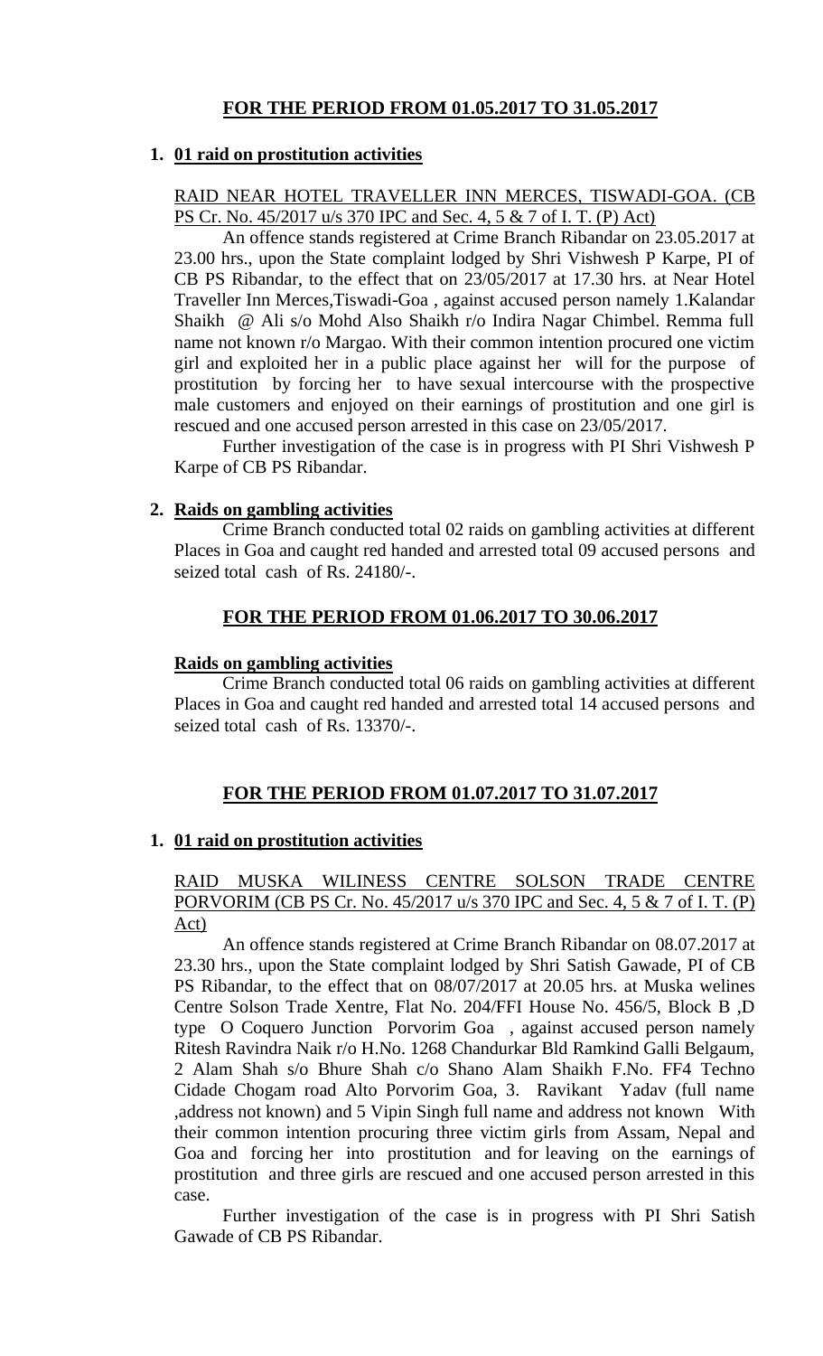## FOR THE PERIOD FROM 01.05.2017 TO 31.05.2017

1. **01 raid on prostitution activities**

RAID NEAR HOTEL TRAVELLER INN MERCES, TISWADI-GOA. (CB PS Cr. No. 45/2017 u/s 370 IPC and Sec. 4, 5 & 7 of I. T. (P) Act)

An offence stands registered at Crime Branch Ribandar on 23.05.2017 at 23.00 hrs., upon the State complaint lodged by Shri Vishwesh P Karpe, PI of CB PS Ribandar, to the effect that on 23/05/2017 at 17.30 hrs. at Near Hotel Traveller Inn Merces,Tiswadi-Goa , against accused person namely 1.Kalandar Shaikh @ Ali s/o Mohd Also Shaikh r/o Indira Nagar Chimbel. Remma full name not known r/o Margao. With their common intention procured one victim girl and exploited her in a public place against her will for the purpose of prostitution by forcing her to have sexual intercourse with the prospective male customers and enjoyed on their earnings of prostitution and one girl is rescued and one accused person arrested in this case on 23/05/2017.

Further investigation of the case is in progress with PI Shri Vishwesh P Karpe of CB PS Ribandar.

2. **Raids on gambling activities**

Crime Branch conducted total 02 raids on gambling activities at different Places in Goa and caught red handed and arrested total 09 accused persons and seized total cash of Rs. 24180/-.

## FOR THE PERIOD FROM 01.06.2017 TO 30.06.2017

**Raids on gambling activities**

Crime Branch conducted total 06 raids on gambling activities at different Places in Goa and caught red handed and arrested total 14 accused persons and seized total cash of Rs. 13370/-.

## FOR THE PERIOD FROM 01.07.2017 TO 31.07.2017

1. **01 raid on prostitution activities**

RAID MUSKA WILINESS CENTRE SOLSON TRADE CENTRE PORVORIM (CB PS Cr. No. 45/2017 u/s 370 IPC and Sec. 4, 5 & 7 of I. T. (P) Act)

An offence stands registered at Crime Branch Ribandar on 08.07.2017 at 23.30 hrs., upon the State complaint lodged by Shri Satish Gawade, PI of CB PS Ribandar, to the effect that on 08/07/2017 at 20.05 hrs. at Muska welines Centre Solson Trade Xentre, Flat No. 204/FFI House No. 456/5, Block B ,D type O Coquero Junction Porvorim Goa , against accused person namely Ritesh Ravindra Naik r/o H.No. 1268 Chandurkar Bld Ramkind Galli Belgaum, 2 Alam Shah s/o Bhure Shah c/o Shano Alam Shaikh F.No. FF4 Techno Cidade Chogam road Alto Porvorim Goa, 3. Ravikant Yadav (full name ,address not known) and 5 Vipin Singh full name and address not known With their common intention procuring three victim girls from Assam, Nepal and Goa and forcing her into prostitution and for leaving on the earnings of prostitution and three girls are rescued and one accused person arrested in this case.

Further investigation of the case is in progress with PI Shri Satish Gawade of CB PS Ribandar.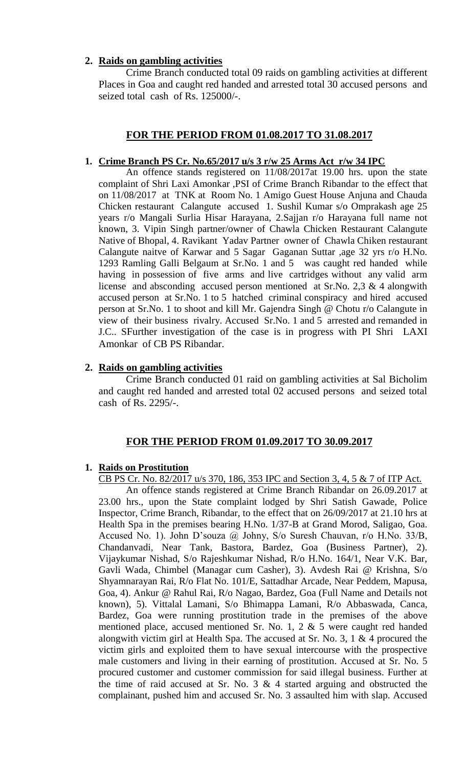2. **Raids on gambling activities**

Crime Branch conducted total 09 raids on gambling activities at different Places in Goa and caught red handed and arrested total 30 accused persons and seized total cash of Rs. 125000/-.

## FOR THE PERIOD FROM 01.08.2017 TO 31.08.2017

1. **Crime Branch PS Cr. No.65/2017 u/s 3 r/w 25 Arms Act r/w 34 IPC**

An offence stands registered on 11/08/2017at 19.00 hrs. upon the state complaint of Shri Laxi Amonkar ,PSI of Crime Branch Ribandar to the effect that on 11/08/2017 at TNK at Room No. 1 Amigo Guest House Anjuna and Chauda Chicken restaurant Calangute accused 1. Sushil Kumar s/o Omprakash age 25 years r/o Mangali Surlia Hisar Harayana, 2.Sajjan r/o Harayana full name not known, 3. Vipin Singh partner/owner of Chawla Chicken Restaurant Calangute Native of Bhopal, 4. Ravikant Yadav Partner owner of Chawla Chiken restaurant Calangute naitve of Karwar and 5 Sagar Gaganan Suttar ,age 32 yrs r/o H.No. 1293 Ramling Galli Belgaum at Sr.No. 1 and 5 was caught red handed while having in possession of five arms and live cartridges without any valid arm license and absconding accused person mentioned at Sr.No. 2,3 & 4 alongwith accused person at Sr.No. 1 to 5 hatched criminal conspiracy and hired accused person at Sr.No. 1 to shoot and kill Mr. Gajendra Singh @ Chotu r/o Calangute in view of their business rivalry. Accused Sr.No. 1 and 5 arrested and remanded in J.C.. SFurther investigation of the case is in progress with PI Shri LAXI Amonkar of CB PS Ribandar.

2. **Raids on gambling activities**

Crime Branch conducted 01 raid on gambling activities at Sal Bicholim and caught red handed and arrested total 02 accused persons and seized total cash of Rs. 2295/-.

## FOR THE PERIOD FROM 01.09.2017 TO 30.09.2017

1. **Raids on Prostitution**

CB PS Cr. No. 82/2017 u/s 370, 186, 353 IPC and Section 3, 4, 5 & 7 of ITP Act.

An offence stands registered at Crime Branch Ribandar on 26.09.2017 at 23.00 hrs., upon the State complaint lodged by Shri Satish Gawade, Police Inspector, Crime Branch, Ribandar, to the effect that on 26/09/2017 at 21.10 hrs at Health Spa in the premises bearing H.No. 1/37-B at Grand Morod, Saligao, Goa. Accused No. 1). John D'souza @ Johny, S/o Suresh Chauvan, r/o H.No. 33/B, Chandanvadi, Near Tank, Bastora, Bardez, Goa (Business Partner), 2). Vijaykumar Nishad, S/o Rajeshkumar Nishad, R/o H.No. 164/1, Near V.K. Bar, Gavli Wada, Chimbel (Managar cum Casher), 3). Avdesh Rai @ Krishna, S/o Shyamnarayan Rai, R/o Flat No. 101/E, Sattadhar Arcade, Near Peddem, Mapusa, Goa, 4). Ankur @ Rahul Rai, R/o Nagao, Bardez, Goa (Full Name and Details not known), 5). Vittalal Lamani, S/o Bhimappa Lamani, R/o Abbaswada, Canca, Bardez, Goa were running prostitution trade in the premises of the above mentioned place, accused mentioned Sr. No. 1, 2 & 5 were caught red handed alongwith victim girl at Health Spa. The accused at Sr. No. 3, 1 & 4 procured the victim girls and exploited them to have sexual intercourse with the prospective male customers and living in their earning of prostitution. Accused at Sr. No. 5 procured customer and customer commission for said illegal business. Further at the time of raid accused at Sr. No. 3 & 4 started arguing and obstructed the complainant, pushed him and accused Sr. No. 3 assaulted him with slap. Accused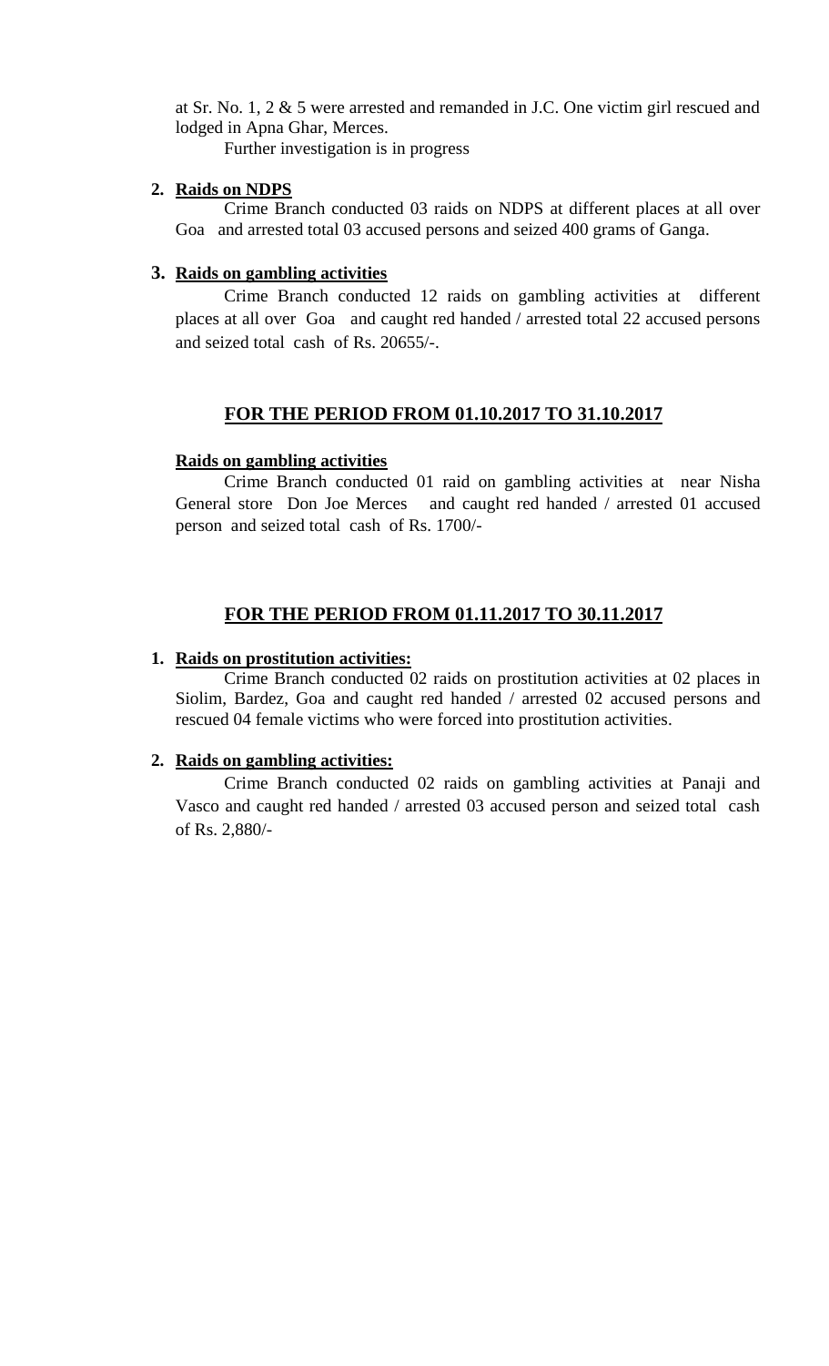at Sr. No. 1, 2 & 5 were arrested and remanded in J.C. One victim girl rescued and lodged in Apna Ghar, Merces.

Further investigation is in progress

2. **Raids on NDPS**

   Crime Branch conducted 03 raids on NDPS at different places at all over Goa and arrested total 03 accused persons and seized 400 grams of Ganga.

3. **Raids on gambling activities**

   Crime Branch conducted 12 raids on gambling activities at different places at all over Goa and caught red handed / arrested total 22 accused persons and seized total cash of Rs. 20655/-.

## FOR THE PERIOD FROM 01.10.2017 TO 31.10.2017

**Raids on gambling activities**

Crime Branch conducted 01 raid on gambling activities at near Nisha General store Don Joe Merces and caught red handed / arrested 01 accused person and seized total cash of Rs. 1700/-

## FOR THE PERIOD FROM 01.11.2017 TO 30.11.2017

1. **Raids on prostitution activities:**

   Crime Branch conducted 02 raids on prostitution activities at 02 places in Siolim, Bardez, Goa and caught red handed / arrested 02 accused persons and rescued 04 female victims who were forced into prostitution activities.

2. **Raids on gambling activities:**

   Crime Branch conducted 02 raids on gambling activities at Panaji and Vasco and caught red handed / arrested 03 accused person and seized total cash of Rs. 2,880/-